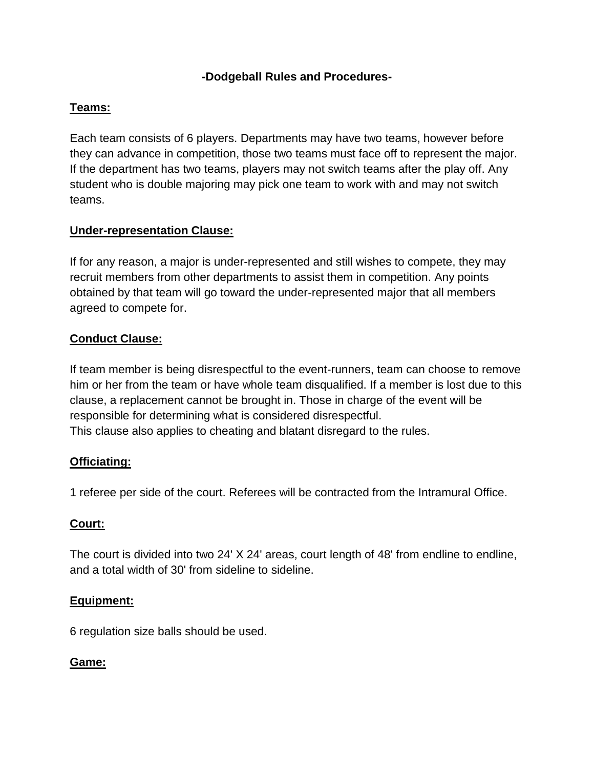# -Dodgeball Rules and Procedures-

## Teams:

Each team consists of 6 players. Departments may have two teams, however before they can advance in competition, those two teams must face off to represent the major. If the department has two teams, players may not switch teams after the play off. Any student who is double majoring may pick one team to work with and may not switch teams.

## Under-representation Clause:

If for any reason, a major is under-represented and still wishes to compete, they may recruit members from other departments to assist them in competition. Any points obtained by that team will go toward the under-represented major that all members agreed to compete for.

## Conduct Clause:

If team member is being disrespectful to the event-runners, team can choose to remove him or her from the team or have whole team disqualified. If a member is lost due to this clause, a replacement cannot be brought in. Those in charge of the event will be responsible for determining what is considered disrespectful.
This clause also applies to cheating and blatant disregard to the rules.

## Officiating:

1 referee per side of the court. Referees will be contracted from the Intramural Office.

## Court:

The court is divided into two 24' X 24' areas, court length of 48' from endline to endline, and a total width of 30' from sideline to sideline.

## Equipment:

6 regulation size balls should be used.

## Game: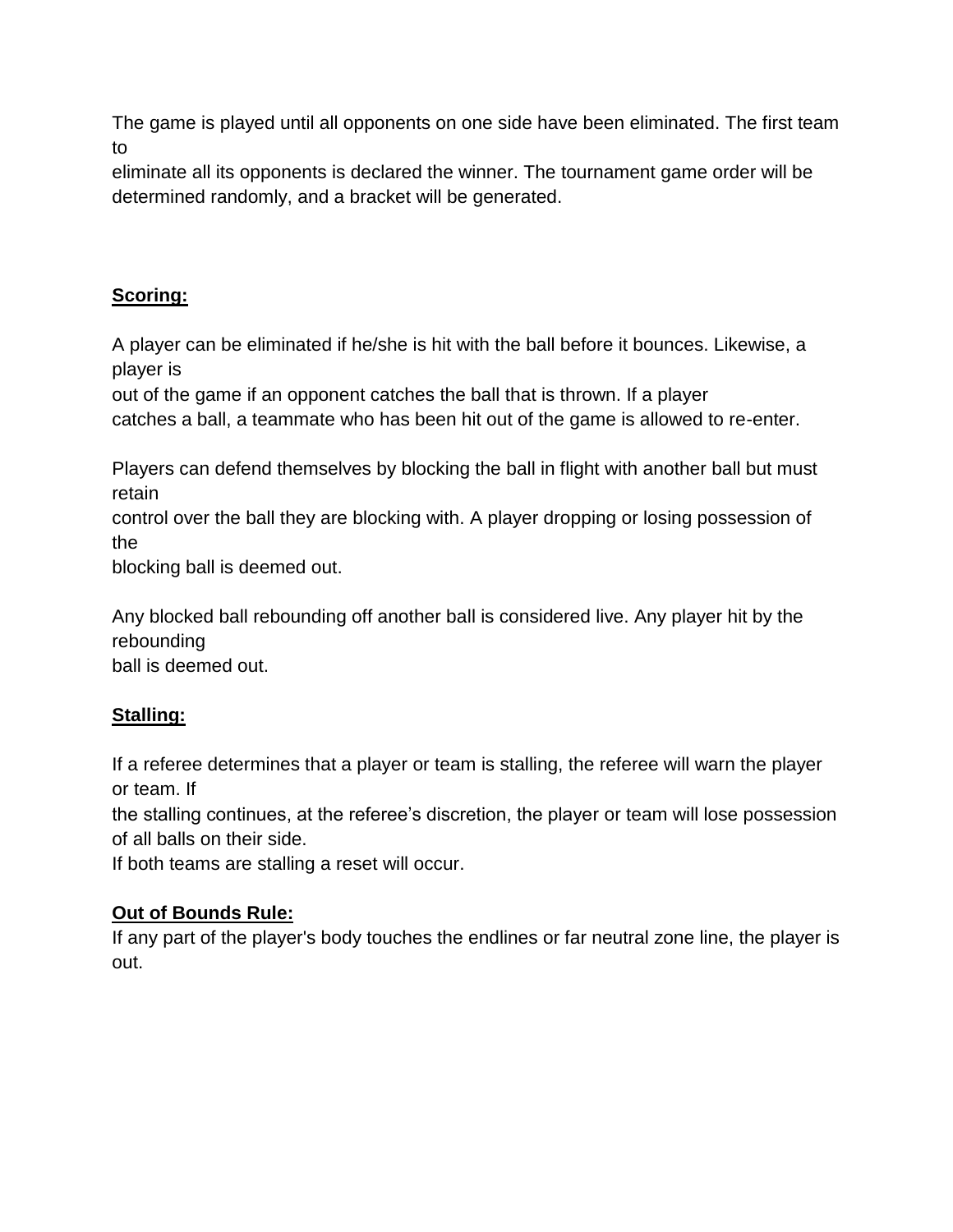The game is played until all opponents on one side have been eliminated. The first team to eliminate all its opponents is declared the winner. The tournament game order will be determined randomly, and a bracket will be generated.

**Scoring:**

A player can be eliminated if he/she is hit with the ball before it bounces. Likewise, a player is out of the game if an opponent catches the ball that is thrown. If a player catches a ball, a teammate who has been hit out of the game is allowed to re-enter.

Players can defend themselves by blocking the ball in flight with another ball but must retain control over the ball they are blocking with. A player dropping or losing possession of the blocking ball is deemed out.

Any blocked ball rebounding off another ball is considered live. Any player hit by the rebounding ball is deemed out.

**Stalling:**

If a referee determines that a player or team is stalling, the referee will warn the player or team. If the stalling continues, at the referee's discretion, the player or team will lose possession of all balls on their side.
If both teams are stalling a reset will occur.

**Out of Bounds Rule:**
If any part of the player's body touches the endlines or far neutral zone line, the player is out.